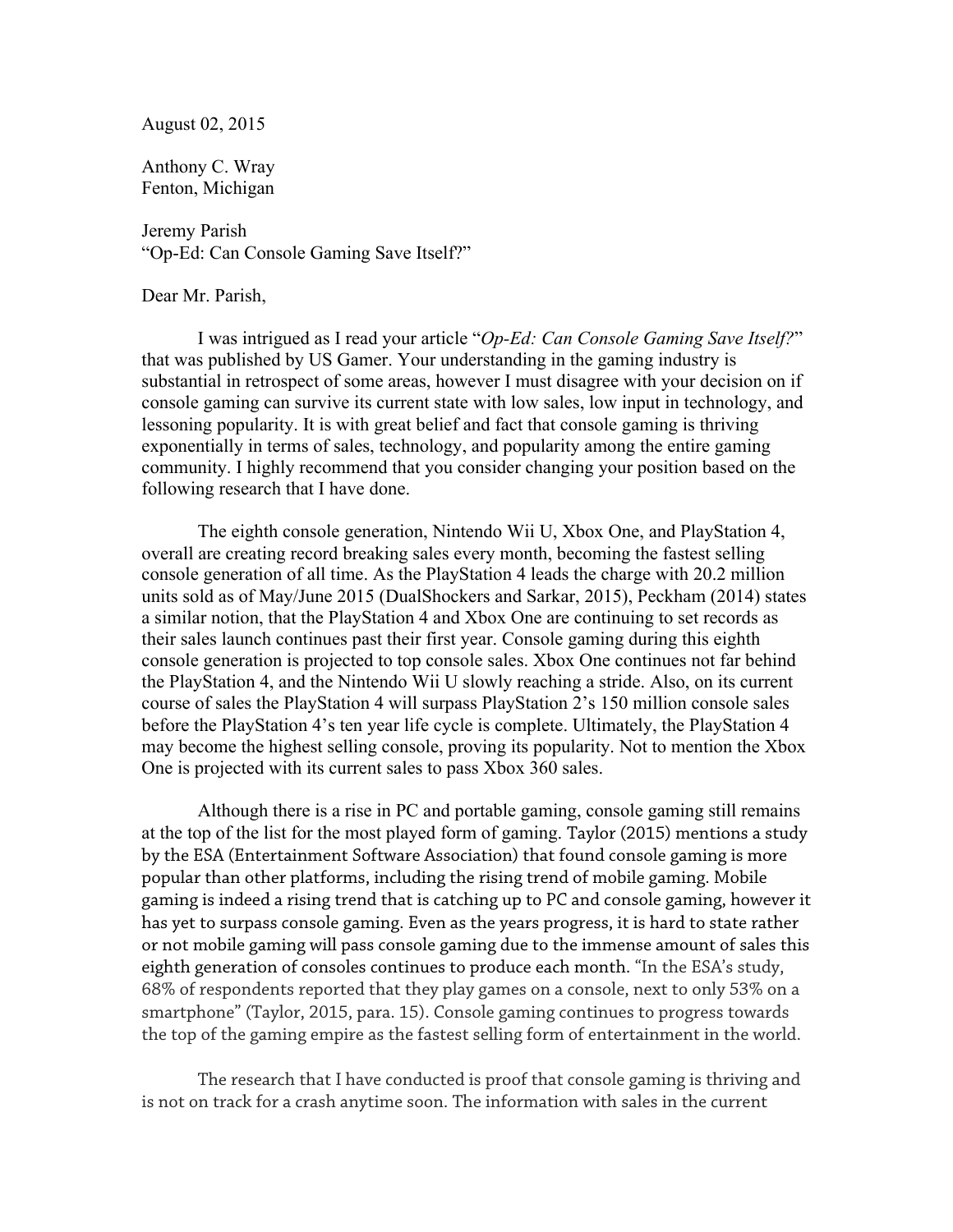August 02, 2015

Anthony C. Wray
Fenton, Michigan

Jeremy Parish
"Op-Ed: Can Console Gaming Save Itself?"

Dear Mr. Parish,

I was intrigued as I read your article "*Op-Ed: Can Console Gaming Save Itself?*" that was published by US Gamer. Your understanding in the gaming industry is substantial in retrospect of some areas, however I must disagree with your decision on if console gaming can survive its current state with low sales, low input in technology, and lessoning popularity. It is with great belief and fact that console gaming is thriving exponentially in terms of sales, technology, and popularity among the entire gaming community. I highly recommend that you consider changing your position based on the following research that I have done.

The eighth console generation, Nintendo Wii U, Xbox One, and PlayStation 4, overall are creating record breaking sales every month, becoming the fastest selling console generation of all time. As the PlayStation 4 leads the charge with 20.2 million units sold as of May/June 2015 (DualShockers and Sarkar, 2015), Peckham (2014) states a similar notion, that the PlayStation 4 and Xbox One are continuing to set records as their sales launch continues past their first year. Console gaming during this eighth console generation is projected to top console sales. Xbox One continues not far behind the PlayStation 4, and the Nintendo Wii U slowly reaching a stride. Also, on its current course of sales the PlayStation 4 will surpass PlayStation 2's 150 million console sales before the PlayStation 4's ten year life cycle is complete. Ultimately, the PlayStation 4 may become the highest selling console, proving its popularity. Not to mention the Xbox One is projected with its current sales to pass Xbox 360 sales.

Although there is a rise in PC and portable gaming, console gaming still remains at the top of the list for the most played form of gaming. Taylor (2015) mentions a study by the ESA (Entertainment Software Association) that found console gaming is more popular than other platforms, including the rising trend of mobile gaming. Mobile gaming is indeed a rising trend that is catching up to PC and console gaming, however it has yet to surpass console gaming. Even as the years progress, it is hard to state rather or not mobile gaming will pass console gaming due to the immense amount of sales this eighth generation of consoles continues to produce each month. "In the ESA's study, 68% of respondents reported that they play games on a console, next to only 53% on a smartphone" (Taylor, 2015, para. 15). Console gaming continues to progress towards the top of the gaming empire as the fastest selling form of entertainment in the world.

The research that I have conducted is proof that console gaming is thriving and is not on track for a crash anytime soon. The information with sales in the current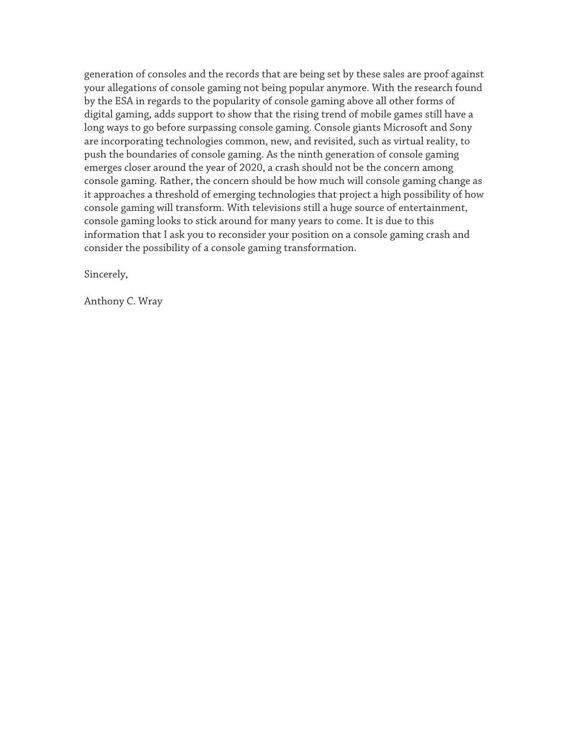generation of consoles and the records that are being set by these sales are proof against your allegations of console gaming not being popular anymore. With the research found by the ESA in regards to the popularity of console gaming above all other forms of digital gaming, adds support to show that the rising trend of mobile games still have a long ways to go before surpassing console gaming. Console giants Microsoft and Sony are incorporating technologies common, new, and revisited, such as virtual reality, to push the boundaries of console gaming. As the ninth generation of console gaming emerges closer around the year of 2020, a crash should not be the concern among console gaming. Rather, the concern should be how much will console gaming change as it approaches a threshold of emerging technologies that project a high possibility of how console gaming will transform. With televisions still a huge source of entertainment, console gaming looks to stick around for many years to come. It is due to this information that I ask you to reconsider your position on a console gaming crash and consider the possibility of a console gaming transformation.

Sincerely,

Anthony C. Wray